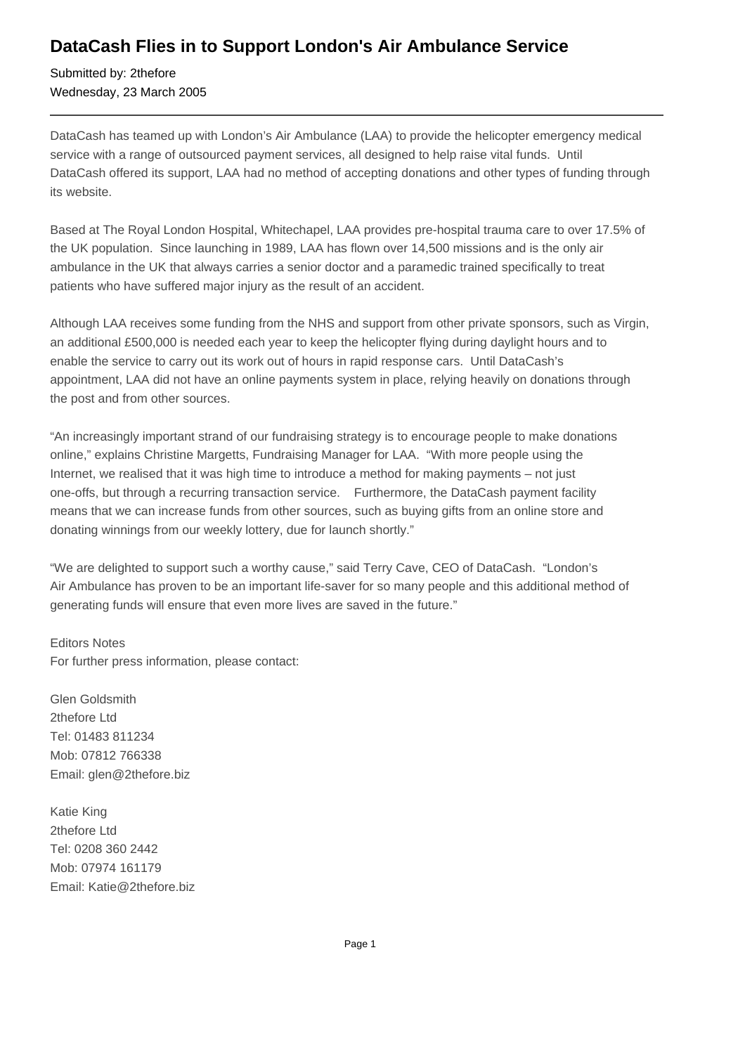# DataCash Flies in to Support London's Air Ambulance Service

Submitted by: 2thefore
Wednesday, 23 March 2005

---

DataCash has teamed up with London's Air Ambulance (LAA) to provide the helicopter emergency medical service with a range of outsourced payment services, all designed to help raise vital funds. Until DataCash offered its support, LAA had no method of accepting donations and other types of funding through its website.

Based at The Royal London Hospital, Whitechapel, LAA provides pre-hospital trauma care to over 17.5% of the UK population. Since launching in 1989, LAA has flown over 14,500 missions and is the only air ambulance in the UK that always carries a senior doctor and a paramedic trained specifically to treat patients who have suffered major injury as the result of an accident.

Although LAA receives some funding from the NHS and support from other private sponsors, such as Virgin, an additional £500,000 is needed each year to keep the helicopter flying during daylight hours and to enable the service to carry out its work out of hours in rapid response cars. Until DataCash's appointment, LAA did not have an online payments system in place, relying heavily on donations through the post and from other sources.

"An increasingly important strand of our fundraising strategy is to encourage people to make donations online," explains Christine Margetts, Fundraising Manager for LAA. "With more people using the Internet, we realised that it was high time to introduce a method for making payments – not just one-offs, but through a recurring transaction service. Furthermore, the DataCash payment facility means that we can increase funds from other sources, such as buying gifts from an online store and donating winnings from our weekly lottery, due for launch shortly."

"We are delighted to support such a worthy cause," said Terry Cave, CEO of DataCash. "London's Air Ambulance has proven to be an important life-saver for so many people and this additional method of generating funds will ensure that even more lives are saved in the future."

Editors Notes
For further press information, please contact:

Glen Goldsmith
2thefore Ltd
Tel: 01483 811234
Mob: 07812 766338
Email: glen@2thefore.biz

Katie King
2thefore Ltd
Tel: 0208 360 2442
Mob: 07974 161179
Email: Katie@2thefore.biz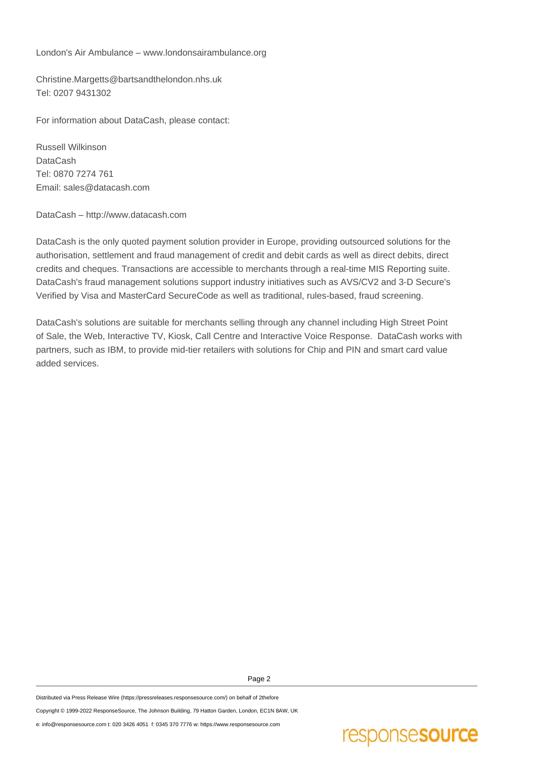London's Air Ambulance – www.londonsairambulance.org

Christine.Margetts@bartsandthelondon.nhs.uk
Tel: 0207 9431302

For information about DataCash, please contact:

Russell Wilkinson
DataCash
Tel: 0870 7274 761
Email: sales@datacash.com

DataCash – http://www.datacash.com

DataCash is the only quoted payment solution provider in Europe, providing outsourced solutions for the authorisation, settlement and fraud management of credit and debit cards as well as direct debits, direct credits and cheques. Transactions are accessible to merchants through a real-time MIS Reporting suite. DataCash's fraud management solutions support industry initiatives such as AVS/CV2 and 3-D Secure's Verified by Visa and MasterCard SecureCode as well as traditional, rules-based, fraud screening.

DataCash's solutions are suitable for merchants selling through any channel including High Street Point of Sale, the Web, Interactive TV, Kiosk, Call Centre and Interactive Voice Response.  DataCash works with partners, such as IBM, to provide mid-tier retailers with solutions for Chip and PIN and smart card value added services.